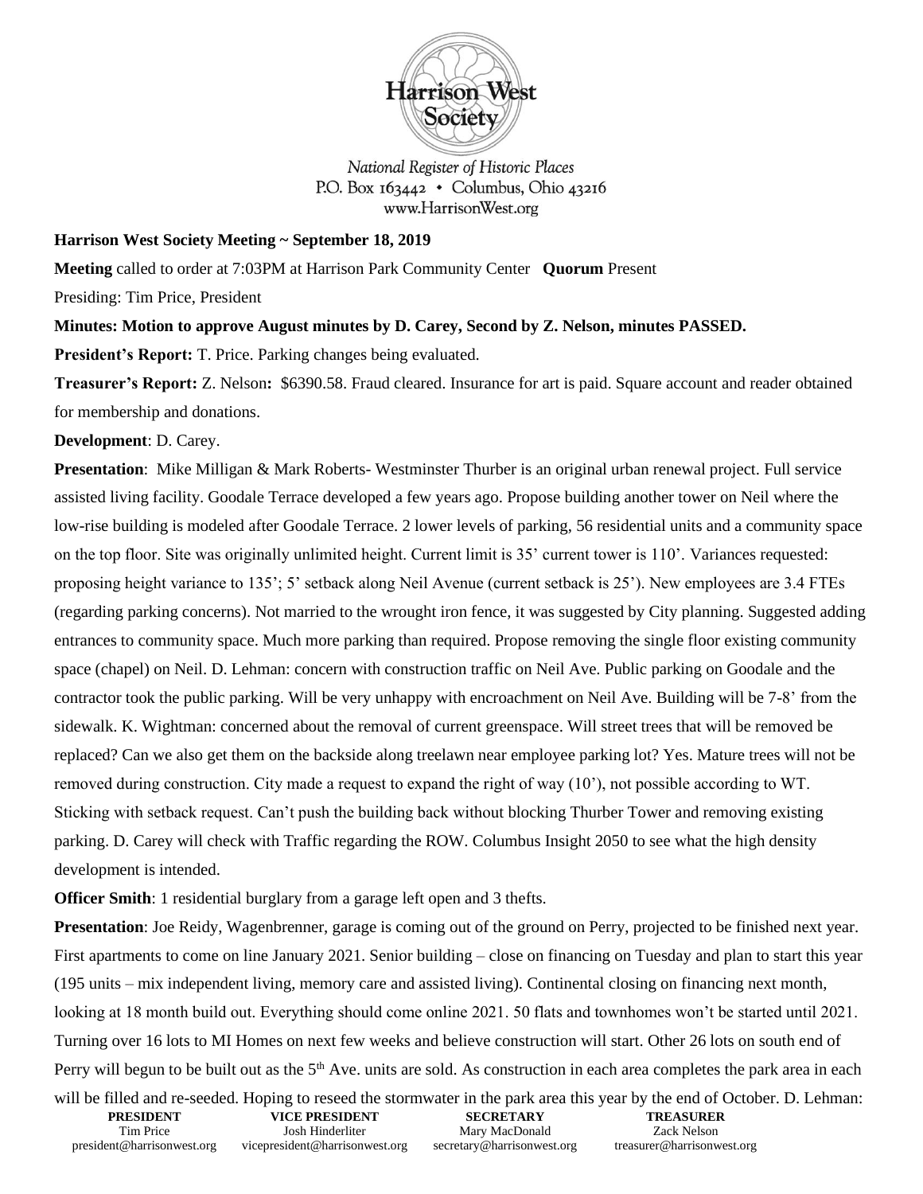Harrison West Society

*National Register of Historic Places*
*P.O. Box 163442 • Columbus, Ohio 43216*
*www.HarrisonWest.org*

**Harrison West Society Meeting ~ September 18, 2019**

**Meeting** called to order at 7:03PM at Harrison Park Community Center **Quorum** Present

Presiding: Tim Price, President

**Minutes: Motion to approve August minutes by D. Carey, Second by Z. Nelson, minutes PASSED.**

**President's Report:** T. Price. Parking changes being evaluated.

**Treasurer's Report:** Z. Nelson**:** $6390.58. Fraud cleared. Insurance for art is paid. Square account and reader obtained for membership and donations.

**Development**: D. Carey.

**Presentation**: Mike Milligan & Mark Roberts- Westminster Thurber is an original urban renewal project. Full service assisted living facility. Goodale Terrace developed a few years ago. Propose building another tower on Neil where the low-rise building is modeled after Goodale Terrace. 2 lower levels of parking, 56 residential units and a community space on the top floor. Site was originally unlimited height. Current limit is 35' current tower is 110'. Variances requested: proposing height variance to 135'; 5' setback along Neil Avenue (current setback is 25'). New employees are 3.4 FTEs (regarding parking concerns). Not married to the wrought iron fence, it was suggested by City planning. Suggested adding entrances to community space. Much more parking than required. Propose removing the single floor existing community space (chapel) on Neil. D. Lehman: concern with construction traffic on Neil Ave. Public parking on Goodale and the contractor took the public parking. Will be very unhappy with encroachment on Neil Ave. Building will be 7-8' from the sidewalk. K. Wightman: concerned about the removal of current greenspace. Will street trees that will be removed be replaced? Can we also get them on the backside along treelawn near employee parking lot? Yes. Mature trees will not be removed during construction. City made a request to expand the right of way (10'), not possible according to WT. Sticking with setback request. Can't push the building back without blocking Thurber Tower and removing existing parking. D. Carey will check with Traffic regarding the ROW. Columbus Insight 2050 to see what the high density development is intended.

**Officer Smith**: 1 residential burglary from a garage left open and 3 thefts.

**Presentation**: Joe Reidy, Wagenbrenner, garage is coming out of the ground on Perry, projected to be finished next year. First apartments to come on line January 2021. Senior building – close on financing on Tuesday and plan to start this year (195 units – mix independent living, memory care and assisted living). Continental closing on financing next month, looking at 18 month build out. Everything should come online 2021. 50 flats and townhomes won't be started until 2021. Turning over 16 lots to MI Homes on next few weeks and believe construction will start. Other 26 lots on south end of Perry will begun to be built out as the 5th Ave. units are sold. As construction in each area completes the park area in each will be filled and re-seeded. Hoping to reseed the stormwater in the park area this year by the end of October. D. Lehman:

| PRESIDENT | VICE PRESIDENT | SECRETARY | TREASURER |
| --- | --- | --- | --- |
| Tim Price | Josh Hinderliter | Mary MacDonald | Zack Nelson |
| president@harrisonwest.org | vicepresident@harrisonwest.org | secretary@harrisonwest.org | treasurer@harrisonwest.org |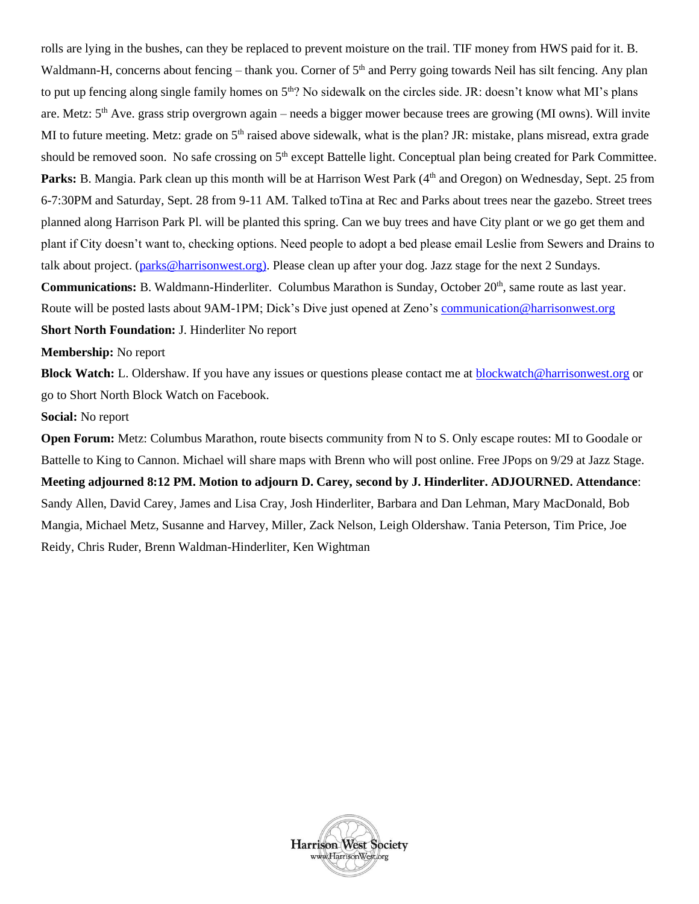rolls are lying in the bushes, can they be replaced to prevent moisture on the trail. TIF money from HWS paid for it. B. Waldmann-H, concerns about fencing – thank you. Corner of 5th and Perry going towards Neil has silt fencing. Any plan to put up fencing along single family homes on 5th? No sidewalk on the circles side. JR: doesn't know what MI's plans are. Metz: 5th Ave. grass strip overgrown again – needs a bigger mower because trees are growing (MI owns). Will invite MI to future meeting. Metz: grade on 5th raised above sidewalk, what is the plan? JR: mistake, plans misread, extra grade should be removed soon. No safe crossing on 5th except Battelle light. Conceptual plan being created for Park Committee.

**Parks:** B. Mangia. Park clean up this month will be at Harrison West Park (4th and Oregon) on Wednesday, Sept. 25 from 6-7:30PM and Saturday, Sept. 28 from 9-11 AM. Talked toTina at Rec and Parks about trees near the gazebo. Street trees planned along Harrison Park Pl. will be planted this spring. Can we buy trees and have City plant or we go get them and plant if City doesn't want to, checking options. Need people to adopt a bed please email Leslie from Sewers and Drains to talk about project. (parks@harrisonwest.org). Please clean up after your dog. Jazz stage for the next 2 Sundays.

**Communications:** B. Waldmann-Hinderliter. Columbus Marathon is Sunday, October 20th, same route as last year. Route will be posted lasts about 9AM-1PM; Dick's Dive just opened at Zeno's communication@harrisonwest.org

**Short North Foundation:** J. Hinderliter No report

**Membership:** No report

**Block Watch:** L. Oldershaw. If you have any issues or questions please contact me at blockwatch@harrisonwest.org or go to Short North Block Watch on Facebook.

**Social:** No report

**Open Forum:** Metz: Columbus Marathon, route bisects community from N to S. Only escape routes: MI to Goodale or Battelle to King to Cannon. Michael will share maps with Brenn who will post online. Free JPops on 9/29 at Jazz Stage.

**Meeting adjourned 8:12 PM. Motion to adjourn D. Carey, second by J. Hinderliter. ADJOURNED. Attendance**: Sandy Allen, David Carey, James and Lisa Cray, Josh Hinderliter, Barbara and Dan Lehman, Mary MacDonald, Bob Mangia, Michael Metz, Susanne and Harvey, Miller, Zack Nelson, Leigh Oldershaw. Tania Peterson, Tim Price, Joe Reidy, Chris Ruder, Brenn Waldman-Hinderliter, Ken Wightman

Harrison West Society
www.HarrisonWest.org